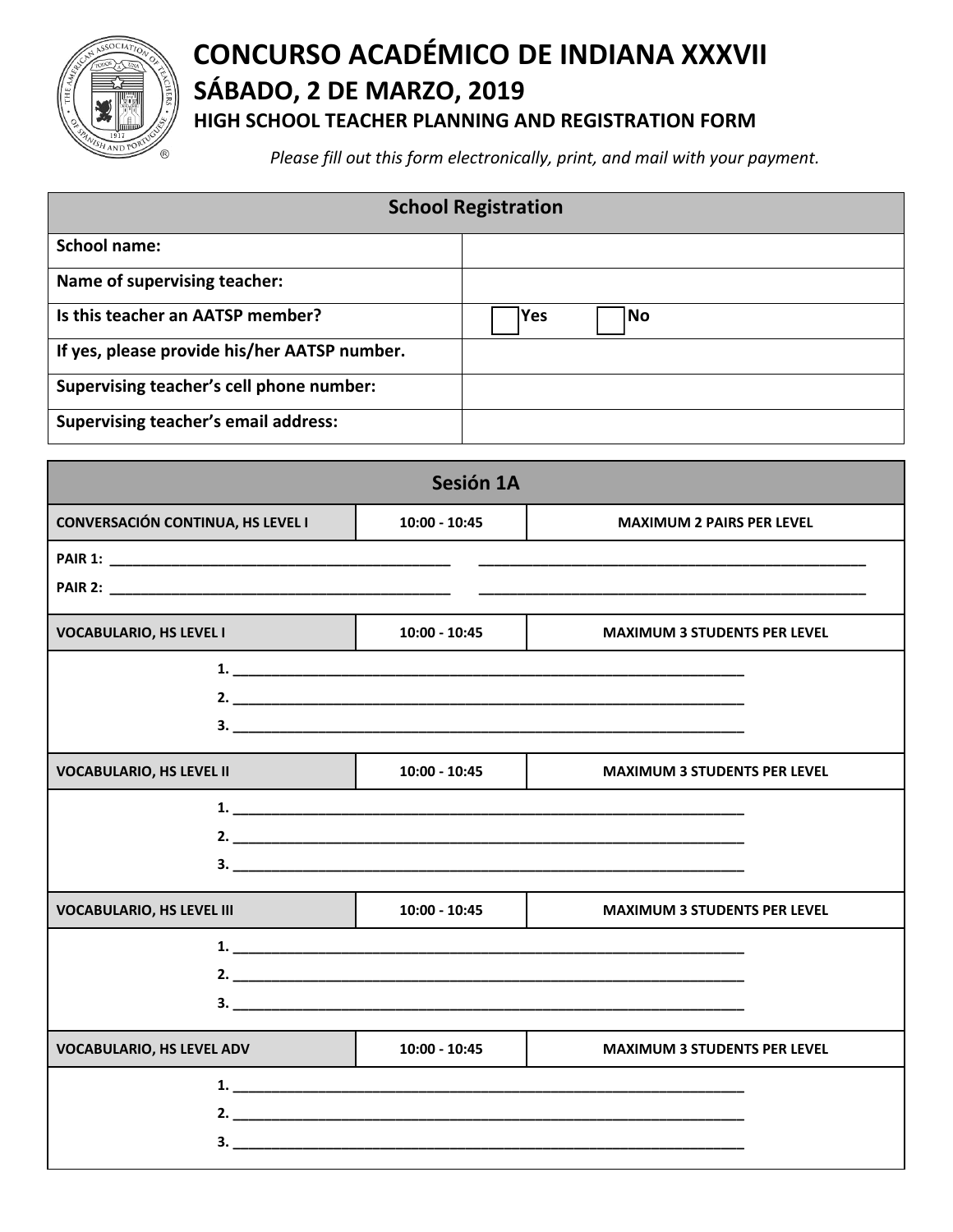# CONCURSO ACADÉMICO DE INDIANA XXXVII

## SÁBADO, 2 DE MARZO, 2019

### HIGH SCHOOL TEACHER PLANNING AND REGISTRATION FORM

*Please fill out this form electronically, print, and mail with your payment.*

| School Registration | |
|---|---|
| **School name:** | |
| **Name of supervising teacher:** | |
| **Is this teacher an AATSP member?** | ☐ Yes ☐ No |
| **If yes, please provide his/her AATSP number.** | |
| **Supervising teacher's cell phone number:** | |
| **Supervising teacher's email address:** | |

## Sesión 1A

| CONVERSACIÓN CONTINUA, HS LEVEL I | 10:00 - 10:45 | MAXIMUM 2 PAIRS PER LEVEL |
|---|---|---|

**PAIR 1:** ____________________________________________ ____________________________________________

**PAIR 2:** ____________________________________________ ____________________________________________

| VOCABULARIO, HS LEVEL I | 10:00 - 10:45 | MAXIMUM 3 STUDENTS PER LEVEL |
|---|---|---|

1. ____________________________________________
2. ____________________________________________
3. ____________________________________________

| VOCABULARIO, HS LEVEL II | 10:00 - 10:45 | MAXIMUM 3 STUDENTS PER LEVEL |
|---|---|---|

1. ____________________________________________
2. ____________________________________________
3. ____________________________________________

| VOCABULARIO, HS LEVEL III | 10:00 - 10:45 | MAXIMUM 3 STUDENTS PER LEVEL |
|---|---|---|

1. ____________________________________________
2. ____________________________________________
3. ____________________________________________

| VOCABULARIO, HS LEVEL ADV | 10:00 - 10:45 | MAXIMUM 3 STUDENTS PER LEVEL |
|---|---|---|

1. ____________________________________________
2. ____________________________________________
3. ____________________________________________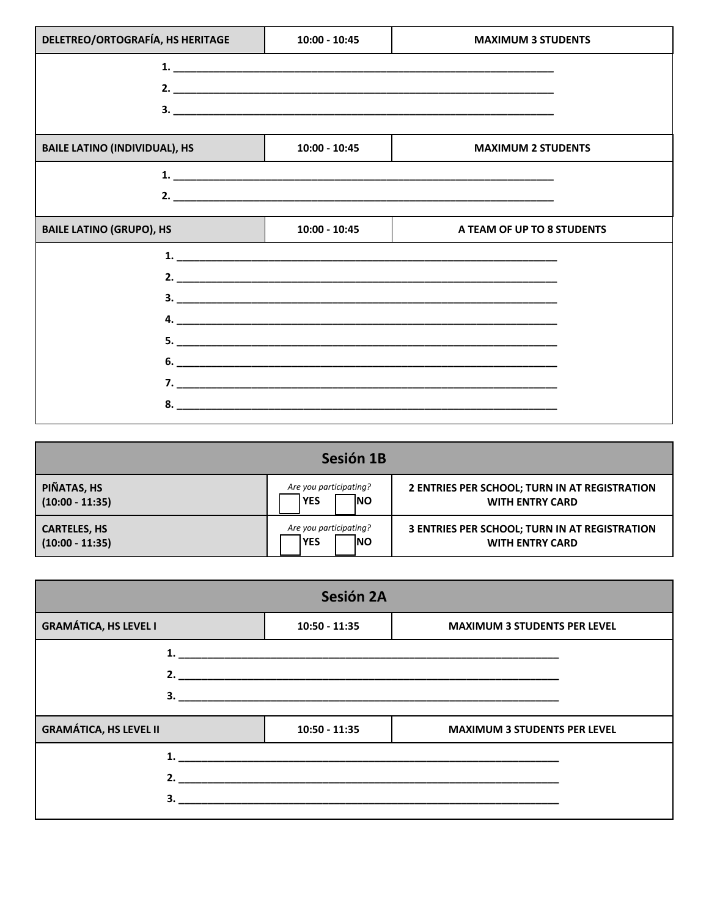| DELETREO/ORTOGRAFÍA, HS HERITAGE | 10:00 - 10:45 | MAXIMUM 3 STUDENTS |
|---|---|---|

1. ______________________________________________
2. ______________________________________________
3. ______________________________________________

| BAILE LATINO (INDIVIDUAL), HS | 10:00 - 10:45 | MAXIMUM 2 STUDENTS |
|---|---|---|

1. ______________________________________________
2. ______________________________________________

| BAILE LATINO (GRUPO), HS | 10:00 - 10:45 | A TEAM OF UP TO 8 STUDENTS |
|---|---|---|

1. ______________________________________________
2. ______________________________________________
3. ______________________________________________
4. ______________________________________________
5. ______________________________________________
6. ______________________________________________
7. ______________________________________________
8. ______________________________________________

## Sesión 1B

| | | |
|---|---|---|
| **PIÑATAS, HS (10:00 - 11:35)** | *Are you participating?* ☐ YES ☐ NO | **2 ENTRIES PER SCHOOL; TURN IN AT REGISTRATION WITH ENTRY CARD** |
| **CARTELES, HS (10:00 - 11:35)** | *Are you participating?* ☐ YES ☐ NO | **3 ENTRIES PER SCHOOL; TURN IN AT REGISTRATION WITH ENTRY CARD** |

## Sesión 2A

| GRAMÁTICA, HS LEVEL I | 10:50 - 11:35 | MAXIMUM 3 STUDENTS PER LEVEL |
|---|---|---|

1. ______________________________________________
2. ______________________________________________
3. ______________________________________________

| GRAMÁTICA, HS LEVEL II | 10:50 - 11:35 | MAXIMUM 3 STUDENTS PER LEVEL |
|---|---|---|

1. ______________________________________________
2. ______________________________________________
3. ______________________________________________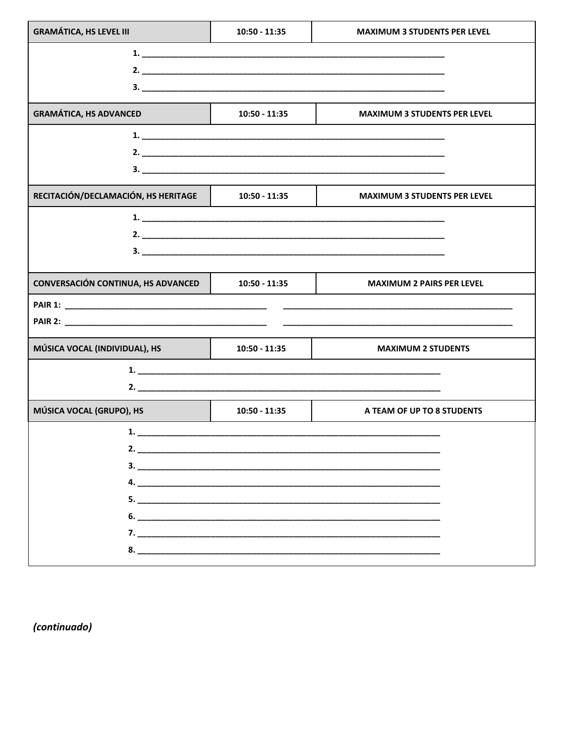| GRAMÁTICA, HS LEVEL III | 10:50 - 11:35 | MAXIMUM 3 STUDENTS PER LEVEL |
|---|---|---|

1. ______________________________________________________________________
2. ______________________________________________________________________
3. ______________________________________________________________________

| GRAMÁTICA, HS ADVANCED | 10:50 - 11:35 | MAXIMUM 3 STUDENTS PER LEVEL |
|---|---|---|

1. ______________________________________________________________________
2. ______________________________________________________________________
3. ______________________________________________________________________

| RECITACIÓN/DECLAMACIÓN, HS HERITAGE | 10:50 - 11:35 | MAXIMUM 3 STUDENTS PER LEVEL |
|---|---|---|

1. ______________________________________________________________________
2. ______________________________________________________________________
3. ______________________________________________________________________

| CONVERSACIÓN CONTINUA, HS ADVANCED | 10:50 - 11:35 | MAXIMUM 2 PAIRS PER LEVEL |
|---|---|---|

PAIR 1: _______________________________________________ _______________________________________________

PAIR 2: _______________________________________________ _______________________________________________

| MÚSICA VOCAL (INDIVIDUAL), HS | 10:50 - 11:35 | MAXIMUM 2 STUDENTS |
|---|---|---|

1. ______________________________________________________________________
2. ______________________________________________________________________

| MÚSICA VOCAL (GRUPO), HS | 10:50 - 11:35 | A TEAM OF UP TO 8 STUDENTS |
|---|---|---|

1. ______________________________________________________________________
2. ______________________________________________________________________
3. ______________________________________________________________________
4. ______________________________________________________________________
5. ______________________________________________________________________
6. ______________________________________________________________________
7. ______________________________________________________________________
8. ______________________________________________________________________

*(continuado)*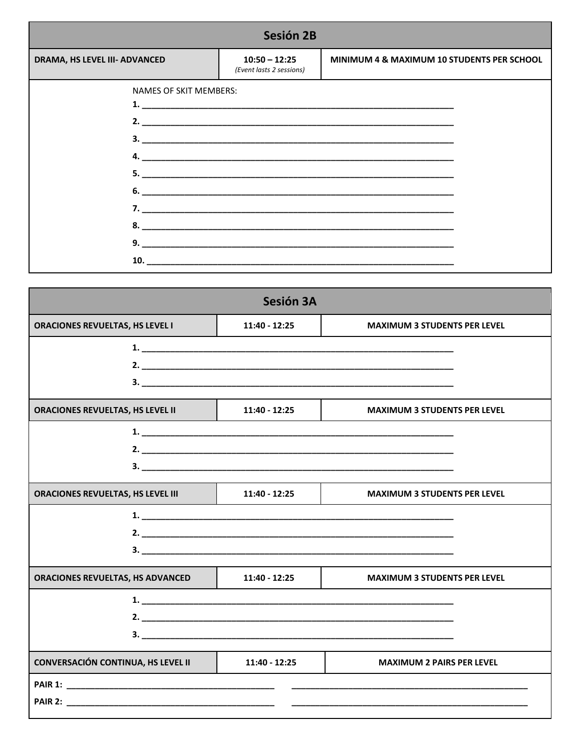## Sesión 2B

| DRAMA, HS LEVEL III- ADVANCED | 10:50 – 12:25 *(Event lasts 2 sessions)* | MINIMUM 4 & MAXIMUM 10 STUDENTS PER SCHOOL |
|---|---|---|

NAMES OF SKIT MEMBERS:

1. ____________________________________________________________
2. ____________________________________________________________
3. ____________________________________________________________
4. ____________________________________________________________
5. ____________________________________________________________
6. ____________________________________________________________
7. ____________________________________________________________
8. ____________________________________________________________
9. ____________________________________________________________
10. ____________________________________________________________

## Sesión 3A

| ORACIONES REVUELTAS, HS LEVEL I | 11:40 - 12:25 | MAXIMUM 3 STUDENTS PER LEVEL |
|---|---|---|

1. ____________________________________________________________
2. ____________________________________________________________
3. ____________________________________________________________

| ORACIONES REVUELTAS, HS LEVEL II | 11:40 - 12:25 | MAXIMUM 3 STUDENTS PER LEVEL |
|---|---|---|

1. ____________________________________________________________
2. ____________________________________________________________
3. ____________________________________________________________

| ORACIONES REVUELTAS, HS LEVEL III | 11:40 - 12:25 | MAXIMUM 3 STUDENTS PER LEVEL |
|---|---|---|

1. ____________________________________________________________
2. ____________________________________________________________
3. ____________________________________________________________

| ORACIONES REVUELTAS, HS ADVANCED | 11:40 - 12:25 | MAXIMUM 3 STUDENTS PER LEVEL |
|---|---|---|

1. ____________________________________________________________
2. ____________________________________________________________
3. ____________________________________________________________

| CONVERSACIÓN CONTINUA, HS LEVEL II | 11:40 - 12:25 | MAXIMUM 2 PAIRS PER LEVEL |
|---|---|---|

**PAIR 1:** ______________________________________ ______________________________________

**PAIR 2:** ______________________________________ ______________________________________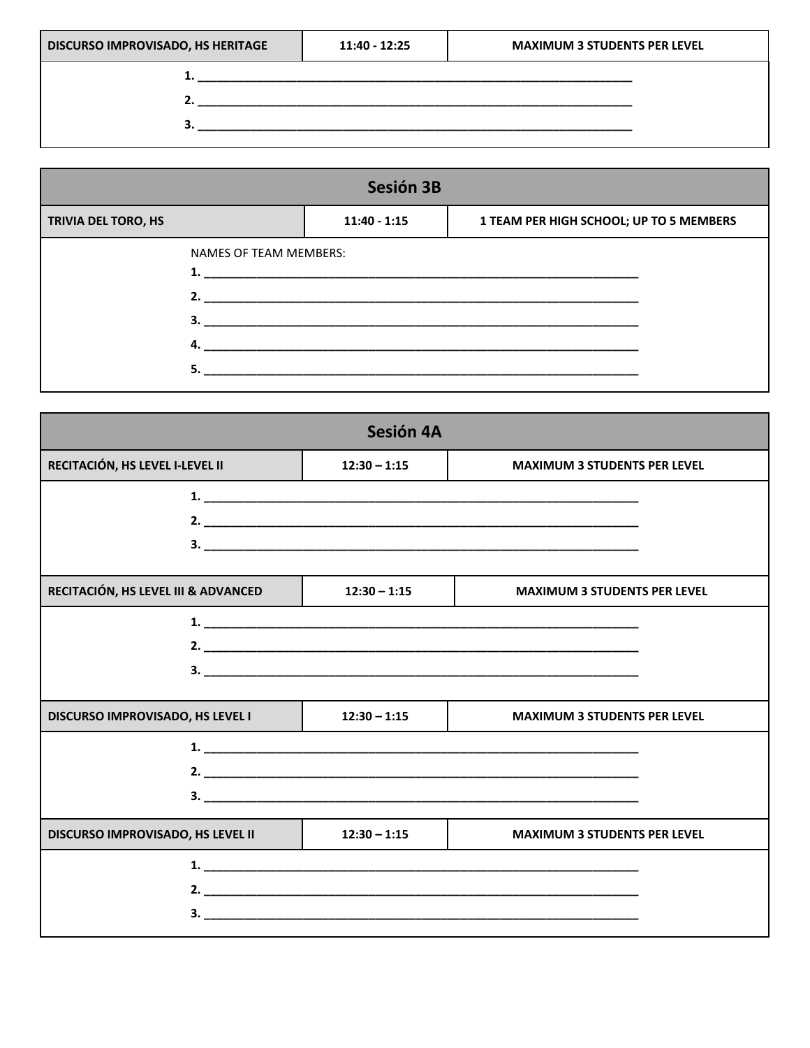| DISCURSO IMPROVISADO, HS HERITAGE | 11:40 - 12:25 | MAXIMUM 3 STUDENTS PER LEVEL |
|---|---|---|

1. ____________________________________________________________________
2. ____________________________________________________________________
3. ____________________________________________________________________

## Sesión 3B

| TRIVIA DEL TORO, HS | 11:40 - 1:15 | 1 TEAM PER HIGH SCHOOL; UP TO 5 MEMBERS |
|---|---|---|

NAMES OF TEAM MEMBERS:

1. ____________________________________________________________________
2. ____________________________________________________________________
3. ____________________________________________________________________
4. ____________________________________________________________________
5. ____________________________________________________________________

## Sesión 4A

| RECITACIÓN, HS LEVEL I-LEVEL II | 12:30 – 1:15 | MAXIMUM 3 STUDENTS PER LEVEL |
|---|---|---|

1. ____________________________________________________________________
2. ____________________________________________________________________
3. ____________________________________________________________________

| RECITACIÓN, HS LEVEL III & ADVANCED | 12:30 – 1:15 | MAXIMUM 3 STUDENTS PER LEVEL |
|---|---|---|

1. ____________________________________________________________________
2. ____________________________________________________________________
3. ____________________________________________________________________

| DISCURSO IMPROVISADO, HS LEVEL I | 12:30 – 1:15 | MAXIMUM 3 STUDENTS PER LEVEL |
|---|---|---|

1. ____________________________________________________________________
2. ____________________________________________________________________
3. ____________________________________________________________________

| DISCURSO IMPROVISADO, HS LEVEL II | 12:30 – 1:15 | MAXIMUM 3 STUDENTS PER LEVEL |
|---|---|---|

1. ____________________________________________________________________
2. ____________________________________________________________________
3. ____________________________________________________________________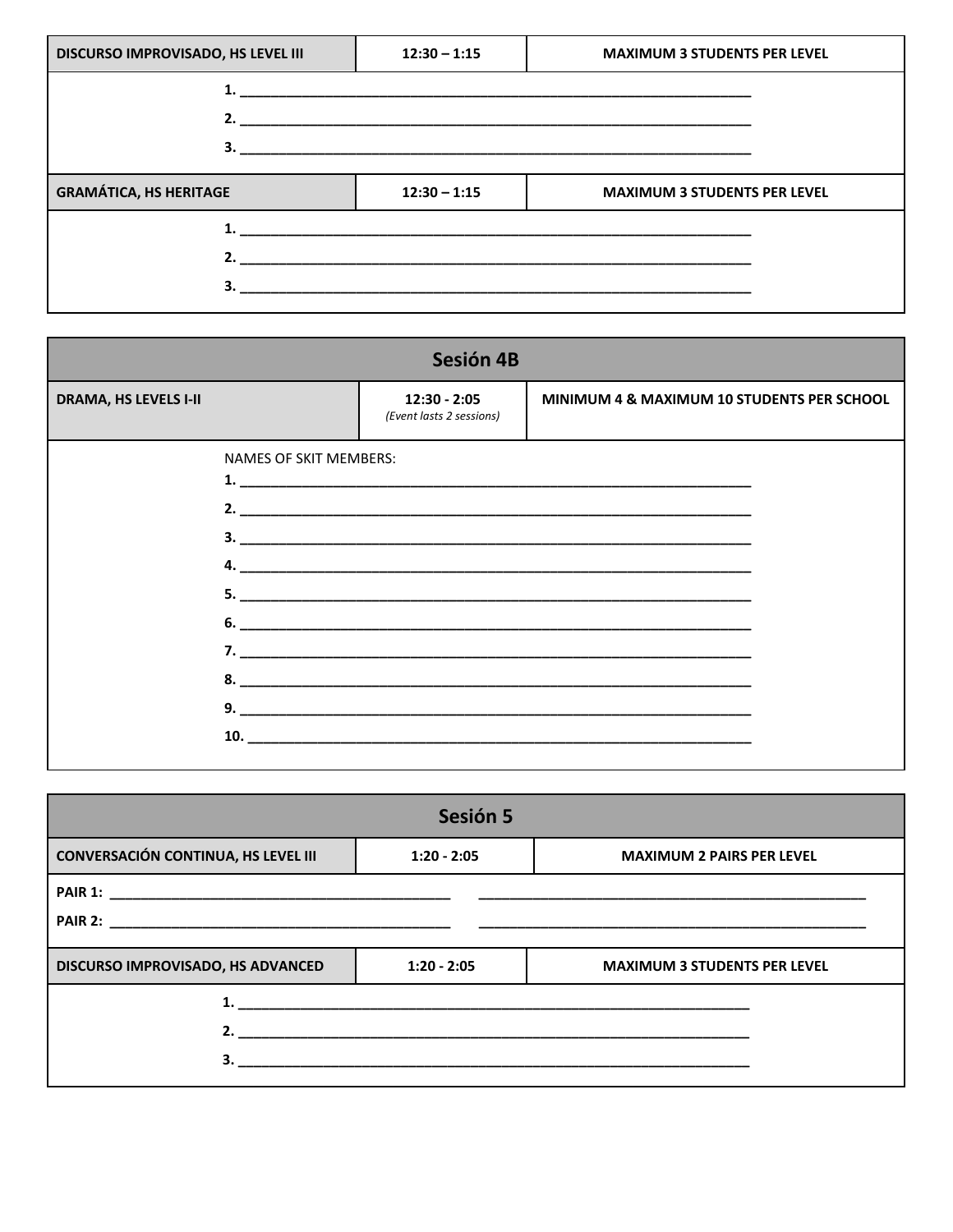| DISCURSO IMPROVISADO, HS LEVEL III | 12:30 – 1:15 | MAXIMUM 3 STUDENTS PER LEVEL |
|---|---|---|

1. ________________________________________________________________
2. ________________________________________________________________
3. ________________________________________________________________

| GRAMÁTICA, HS HERITAGE | 12:30 – 1:15 | MAXIMUM 3 STUDENTS PER LEVEL |
|---|---|---|

1. ________________________________________________________________
2. ________________________________________________________________
3. ________________________________________________________________

## Sesión 4B

| DRAMA, HS LEVELS I-II | 12:30 - 2:05 *(Event lasts 2 sessions)* | MINIMUM 4 & MAXIMUM 10 STUDENTS PER SCHOOL |
|---|---|---|

NAMES OF SKIT MEMBERS:

1. ________________________________________________________________
2. ________________________________________________________________
3. ________________________________________________________________
4. ________________________________________________________________
5. ________________________________________________________________
6. ________________________________________________________________
7. ________________________________________________________________
8. ________________________________________________________________
9. ________________________________________________________________
10. ________________________________________________________________

## Sesión 5

| CONVERSACIÓN CONTINUA, HS LEVEL III | 1:20 - 2:05 | MAXIMUM 2 PAIRS PER LEVEL |
|---|---|---|

PAIR 1: ____________________________________________ ____________________________________________

PAIR 2: ____________________________________________ ____________________________________________

| DISCURSO IMPROVISADO, HS ADVANCED | 1:20 - 2:05 | MAXIMUM 3 STUDENTS PER LEVEL |
|---|---|---|

1. ________________________________________________________________
2. ________________________________________________________________
3. ________________________________________________________________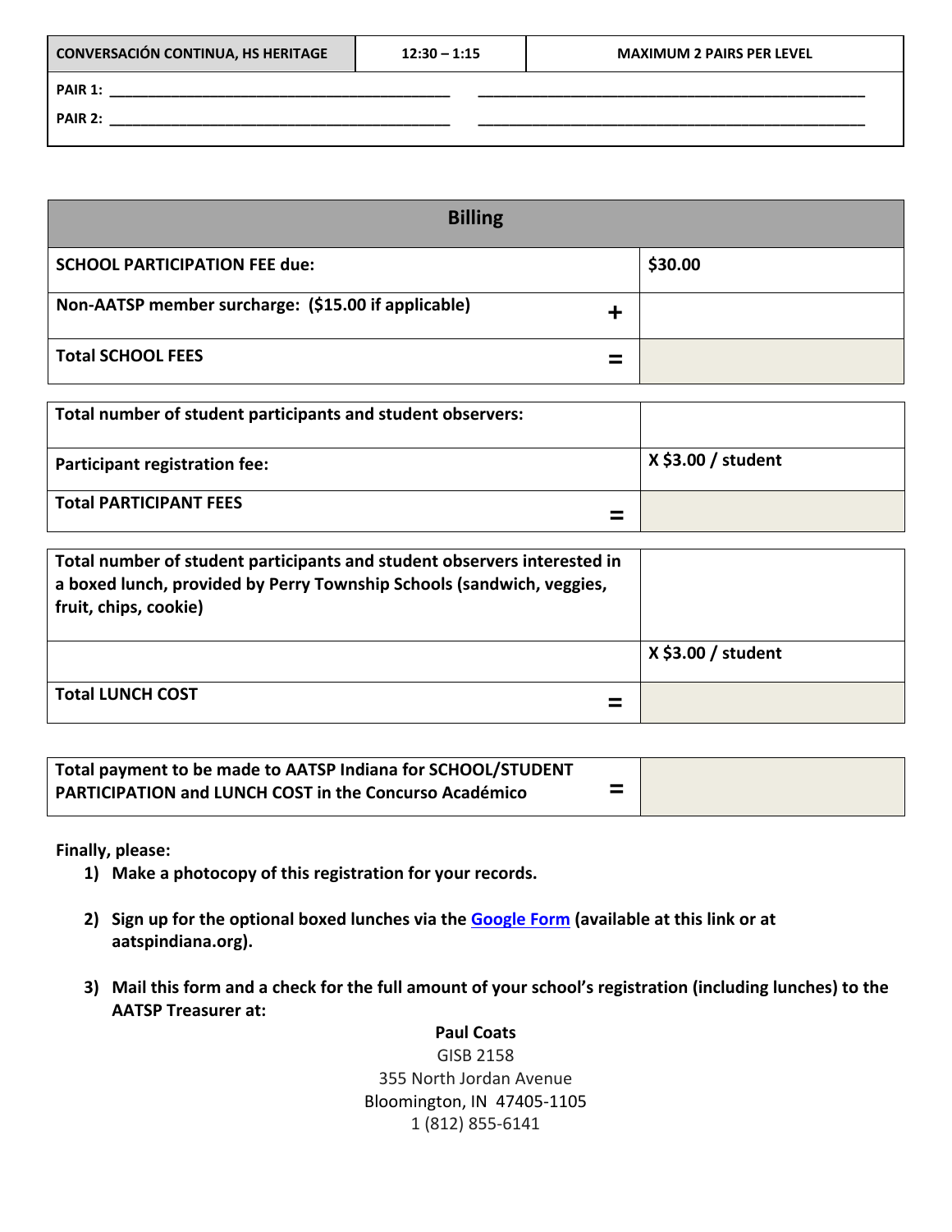| CONVERSACIÓN CONTINUA, HS HERITAGE | 12:30 – 1:15 | MAXIMUM 2 PAIRS PER LEVEL |
|---|---|---|
| PAIR 1: ________________________________ | | ________________________________ |
| PAIR 2: ________________________________ | | ________________________________ |

| Billing | |
|---|---|
| SCHOOL PARTICIPATION FEE due: | $30.00 |
| Non-AATSP member surcharge: ($15.00 if applicable) + | |
| Total SCHOOL FEES = | |

| | |
|---|---|
| Total number of student participants and student observers: | |
| Participant registration fee: | X $3.00 / student |
| Total PARTICIPANT FEES = | |

| | |
|---|---|
| Total number of student participants and student observers interested in a boxed lunch, provided by Perry Township Schools (sandwich, veggies, fruit, chips, cookie) | |
| | X $3.00 / student |
| Total LUNCH COST = | |

| | |
|---|---|
| Total payment to be made to AATSP Indiana for SCHOOL/STUDENT PARTICIPATION and LUNCH COST in the Concurso Académico = | |

**Finally, please:**

1) **Make a photocopy of this registration for your records.**
2) **Sign up for the optional boxed lunches via the Google Form (available at this link or at aatspindiana.org).**
3) **Mail this form and a check for the full amount of your school's registration (including lunches) to the AATSP Treasurer at:**

**Paul Coats**
GISB 2158
355 North Jordan Avenue
Bloomington, IN 47405-1105
1 (812) 855-6141